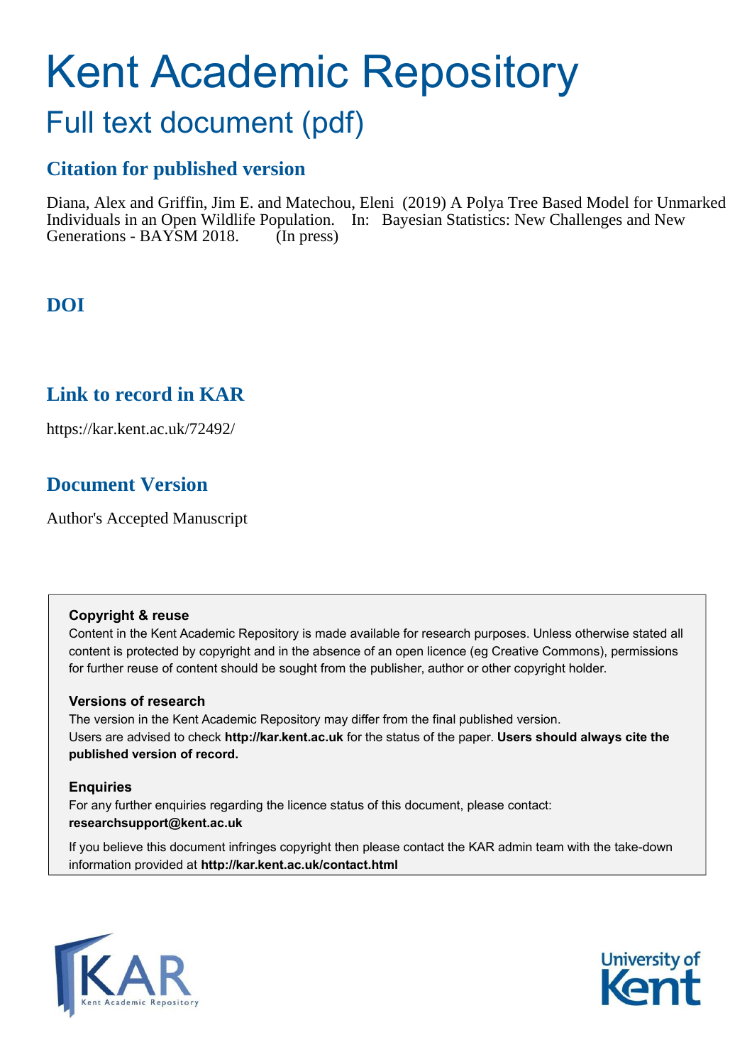# Kent Academic Repository

## Full text document (pdf)

### Citation for published version

Diana, Alex and Griffin, Jim E. and Matechou, Eleni (2019) A Polya Tree Based Model for Unmarked Individuals in an Open Wildlife Population. In: Bayesian Statistics: New Challenges and New Generations - BAYSM 2018. (In press)

### DOI

### Link to record in KAR

https://kar.kent.ac.uk/72492/

### Document Version

Author's Accepted Manuscript

**Copyright & reuse**

Content in the Kent Academic Repository is made available for research purposes. Unless otherwise stated all content is protected by copyright and in the absence of an open licence (eg Creative Commons), permissions for further reuse of content should be sought from the publisher, author or other copyright holder.

**Versions of research**

The version in the Kent Academic Repository may differ from the final published version. Users are advised to check **http://kar.kent.ac.uk** for the status of the paper. **Users should always cite the published version of record.**

**Enquiries**

For any further enquiries regarding the licence status of this document, please contact: **researchsupport@kent.ac.uk**

If you believe this document infringes copyright then please contact the KAR admin team with the take-down information provided at **http://kar.kent.ac.uk/contact.html**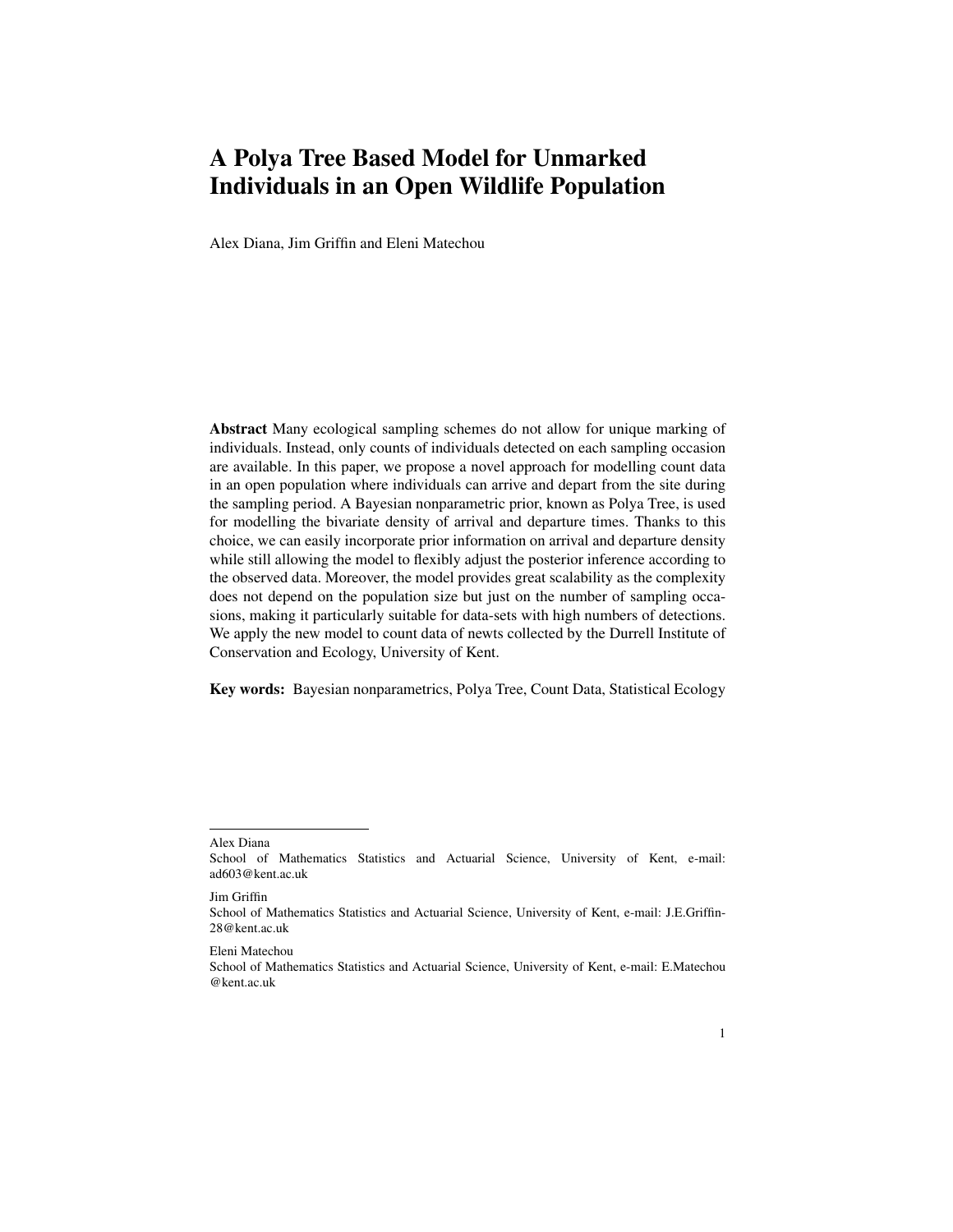# A Polya Tree Based Model for Unmarked Individuals in an Open Wildlife Population

Alex Diana, Jim Griffin and Eleni Matechou

**Abstract** Many ecological sampling schemes do not allow for unique marking of individuals. Instead, only counts of individuals detected on each sampling occasion are available. In this paper, we propose a novel approach for modelling count data in an open population where individuals can arrive and depart from the site during the sampling period. A Bayesian nonparametric prior, known as Polya Tree, is used for modelling the bivariate density of arrival and departure times. Thanks to this choice, we can easily incorporate prior information on arrival and departure density while still allowing the model to flexibly adjust the posterior inference according to the observed data. Moreover, the model provides great scalability as the complexity does not depend on the population size but just on the number of sampling occasions, making it particularly suitable for data-sets with high numbers of detections. We apply the new model to count data of newts collected by the Durrell Institute of Conservation and Ecology, University of Kent.

**Key words:** Bayesian nonparametrics, Polya Tree, Count Data, Statistical Ecology

---

Alex Diana
School of Mathematics Statistics and Actuarial Science, University of Kent, e-mail: ad603@kent.ac.uk

Jim Griffin
School of Mathematics Statistics and Actuarial Science, University of Kent, e-mail: J.E.Griffin-28@kent.ac.uk

Eleni Matechou
School of Mathematics Statistics and Actuarial Science, University of Kent, e-mail: E.Matechou @kent.ac.uk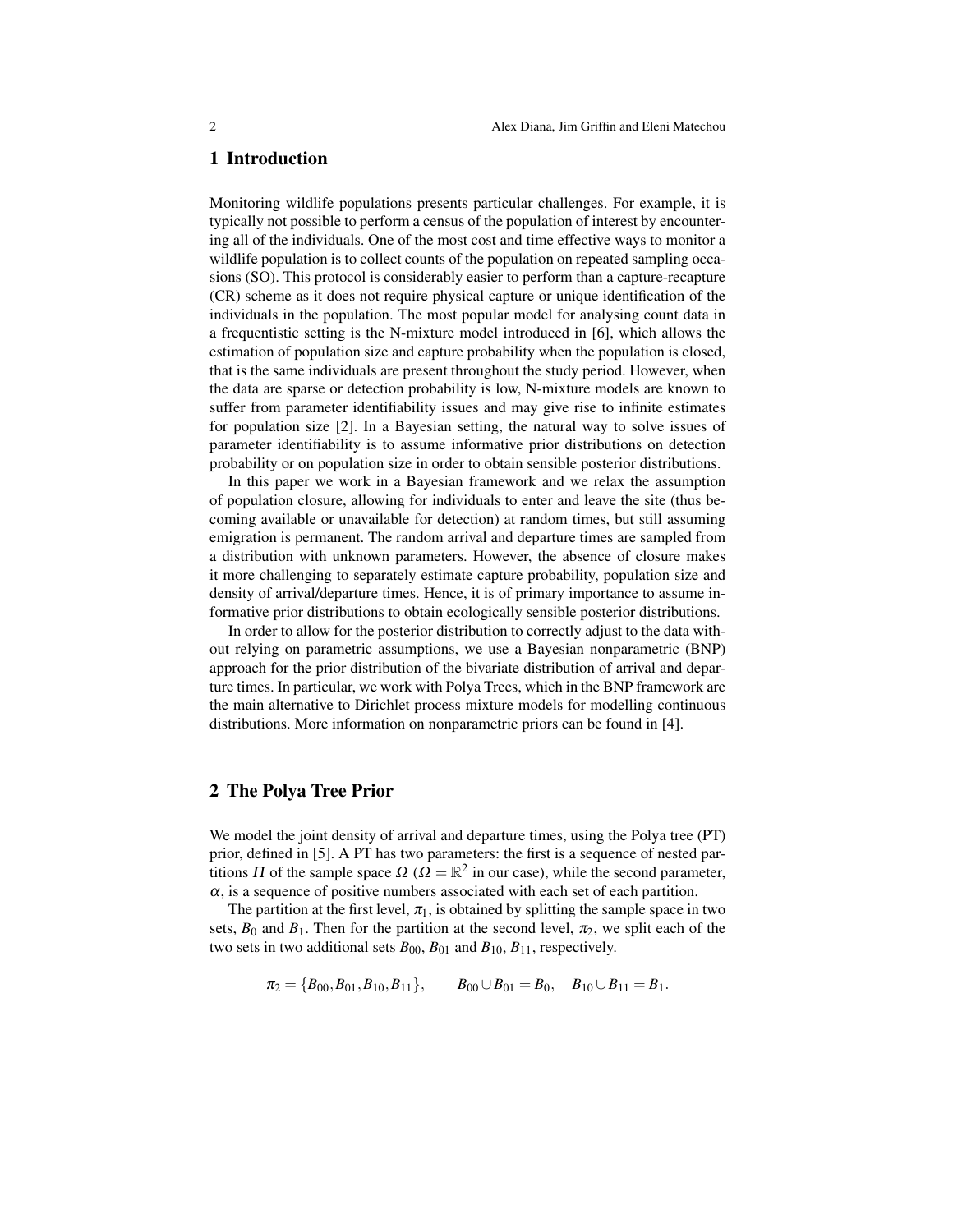## 1 Introduction

Monitoring wildlife populations presents particular challenges. For example, it is typically not possible to perform a census of the population of interest by encountering all of the individuals. One of the most cost and time effective ways to monitor a wildlife population is to collect counts of the population on repeated sampling occasions (SO). This protocol is considerably easier to perform than a capture-recapture (CR) scheme as it does not require physical capture or unique identification of the individuals in the population. The most popular model for analysing count data in a frequentistic setting is the N-mixture model introduced in [6], which allows the estimation of population size and capture probability when the population is closed, that is the same individuals are present throughout the study period. However, when the data are sparse or detection probability is low, N-mixture models are known to suffer from parameter identifiability issues and may give rise to infinite estimates for population size [2]. In a Bayesian setting, the natural way to solve issues of parameter identifiability is to assume informative prior distributions on detection probability or on population size in order to obtain sensible posterior distributions.

In this paper we work in a Bayesian framework and we relax the assumption of population closure, allowing for individuals to enter and leave the site (thus becoming available or unavailable for detection) at random times, but still assuming emigration is permanent. The random arrival and departure times are sampled from a distribution with unknown parameters. However, the absence of closure makes it more challenging to separately estimate capture probability, population size and density of arrival/departure times. Hence, it is of primary importance to assume informative prior distributions to obtain ecologically sensible posterior distributions.

In order to allow for the posterior distribution to correctly adjust to the data without relying on parametric assumptions, we use a Bayesian nonparametric (BNP) approach for the prior distribution of the bivariate distribution of arrival and departure times. In particular, we work with Polya Trees, which in the BNP framework are the main alternative to Dirichlet process mixture models for modelling continuous distributions. More information on nonparametric priors can be found in [4].

## 2 The Polya Tree Prior

We model the joint density of arrival and departure times, using the Polya tree (PT) prior, defined in [5]. A PT has two parameters: the first is a sequence of nested partitions $\Pi$ of the sample space $\Omega$ ($\Omega = \mathbb{R}^2$ in our case), while the second parameter, $\alpha$, is a sequence of positive numbers associated with each set of each partition.

The partition at the first level, $\pi_1$, is obtained by splitting the sample space in two sets, $B_0$ and $B_1$. Then for the partition at the second level, $\pi_2$, we split each of the two sets in two additional sets $B_{00}$, $B_{01}$ and $B_{10}$, $B_{11}$, respectively.

$$\pi_2 = \{B_{00}, B_{01}, B_{10}, B_{11}\}, \qquad B_{00} \cup B_{01} = B_0, \quad B_{10} \cup B_{11} = B_1.$$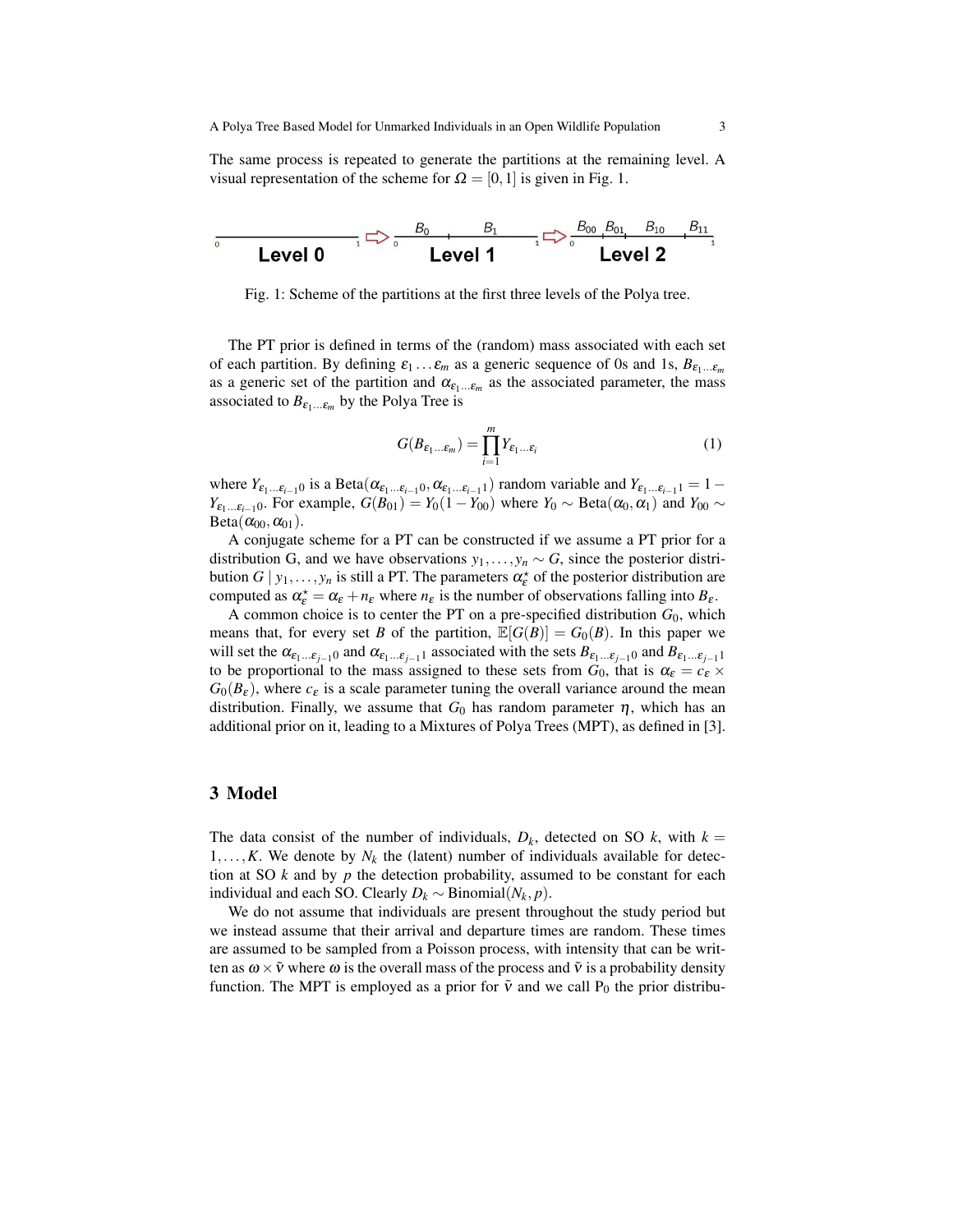The same process is repeated to generate the partitions at the remaining level. A visual representation of the scheme for $\Omega = [0,1]$ is given in Fig. 1.

Fig. 1: Scheme of the partitions at the first three levels of the Polya tree.

The PT prior is defined in terms of the (random) mass associated with each set of each partition. By defining $\varepsilon_1 \dots \varepsilon_m$ as a generic sequence of 0s and 1s, $B_{\varepsilon_1 \dots \varepsilon_m}$ as a generic set of the partition and $\alpha_{\varepsilon_1 \dots \varepsilon_m}$ as the associated parameter, the mass associated to $B_{\varepsilon_1 \dots \varepsilon_m}$ by the Polya Tree is

$$G(B_{\varepsilon_1 \dots \varepsilon_m}) = \prod_{i=1}^{m} Y_{\varepsilon_1 \dots \varepsilon_i} \tag{1}$$

where $Y_{\varepsilon_1 \dots \varepsilon_{i-1}0}$ is a Beta$(\alpha_{\varepsilon_1 \dots \varepsilon_{i-1}0}, \alpha_{\varepsilon_1 \dots \varepsilon_{i-1}1})$ random variable and $Y_{\varepsilon_1 \dots \varepsilon_{i-1}1} = 1 - Y_{\varepsilon_1 \dots \varepsilon_{i-1}0}$. For example, $G(B_{01}) = Y_0(1 - Y_{00})$ where $Y_0 \sim$ Beta$(\alpha_0, \alpha_1)$ and $Y_{00} \sim$ Beta$(\alpha_{00}, \alpha_{01})$.

A conjugate scheme for a PT can be constructed if we assume a PT prior for a distribution G, and we have observations $y_1, \dots, y_n \sim G$, since the posterior distribution $G \mid y_1, \dots, y_n$ is still a PT. The parameters $\alpha_\varepsilon^\star$ of the posterior distribution are computed as $\alpha_\varepsilon^\star = \alpha_\varepsilon + n_\varepsilon$ where $n_\varepsilon$ is the number of observations falling into $B_\varepsilon$.

A common choice is to center the PT on a pre-specified distribution $G_0$, which means that, for every set $B$ of the partition, $\mathbb{E}[G(B)] = G_0(B)$. In this paper we will set the $\alpha_{\varepsilon_1 \dots \varepsilon_{j-1}0}$ and $\alpha_{\varepsilon_1 \dots \varepsilon_{j-1}1}$ associated with the sets $B_{\varepsilon_1 \dots \varepsilon_{j-1}0}$ and $B_{\varepsilon_1 \dots \varepsilon_{j-1}1}$ to be proportional to the mass assigned to these sets from $G_0$, that is $\alpha_\varepsilon = c_\varepsilon \times G_0(B_\varepsilon)$, where $c_\varepsilon$ is a scale parameter tuning the overall variance around the mean distribution. Finally, we assume that $G_0$ has random parameter $\eta$, which has an additional prior on it, leading to a Mixtures of Polya Trees (MPT), as defined in [3].

## 3 Model

The data consist of the number of individuals, $D_k$, detected on SO $k$, with $k = 1, \dots, K$. We denote by $N_k$ the (latent) number of individuals available for detection at SO $k$ and by $p$ the detection probability, assumed to be constant for each individual and each SO. Clearly $D_k \sim$ Binomial$(N_k, p)$.

We do not assume that individuals are present throughout the study period but we instead assume that their arrival and departure times are random. These times are assumed to be sampled from a Poisson process, with intensity that can be written as $\omega \times \tilde{\nu}$ where $\omega$ is the overall mass of the process and $\tilde{\nu}$ is a probability density function. The MPT is employed as a prior for $\tilde{\nu}$ and we call $\mathrm{P}_0$ the prior distribu-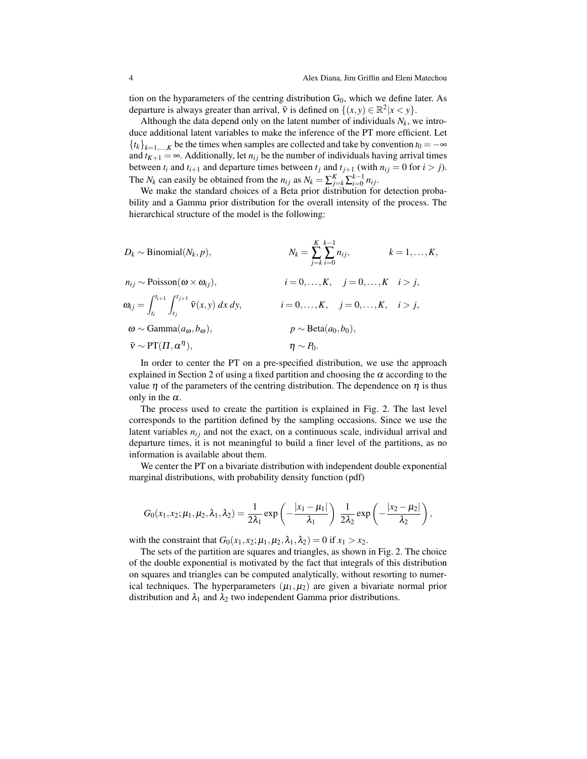tion on the hyparameters of the centring distribution $G_0$, which we define later. As departure is always greater than arrival, $\tilde{\nu}$ is defined on $\{(x,y) \in \mathbb{R}^2 | x < y\}$.

Although the data depend only on the latent number of individuals $N_k$, we introduce additional latent variables to make the inference of the PT more efficient. Let $\{t_k\}_{k=1,\dots,K}$ be the times when samples are collected and take by convention $t_0 = -\infty$ and $t_{K+1} = \infty$. Additionally, let $n_{ij}$ be the number of individuals having arrival times between $t_i$ and $t_{i+1}$ and departure times between $t_j$ and $t_{j+1}$ (with $n_{ij} = 0$ for $i > j$). The $N_k$ can easily be obtained from the $n_{ij}$ as $N_k = \sum_{j=k}^{K} \sum_{i=0}^{k-1} n_{ij}$.

We make the standard choices of a Beta prior distribution for detection probability and a Gamma prior distribution for the overall intensity of the process. The hierarchical structure of the model is the following:

$$
\begin{aligned}
&D_k \sim \text{Binomial}(N_k, p), && N_k = \sum_{j=k}^{K} \sum_{i=0}^{k-1} n_{ij}, \qquad k = 1, \dots, K, \\
&n_{ij} \sim \text{Poisson}(\omega \times \omega_{ij}), && i = 0, \dots, K, \quad j = 0, \dots, K \quad i > j, \\
&\omega_{ij} = \int_{t_i}^{t_{i+1}} \int_{t_j}^{t_{j+1}} \tilde{\nu}(x,y)\, dx\, dy, && i = 0, \dots, K, \quad j = 0, \dots, K, \quad i > j, \\
&\omega \sim \text{Gamma}(a_\omega, b_\omega), && p \sim \text{Beta}(a_0, b_0), \\
&\tilde{\nu} \sim \text{PT}(\Pi, \alpha^\eta), && \eta \sim P_0.
\end{aligned}
$$

In order to center the PT on a pre-specified distribution, we use the approach explained in Section 2 of using a fixed partition and choosing the $\alpha$ according to the value $\eta$ of the parameters of the centring distribution. The dependence on $\eta$ is thus only in the $\alpha$.

The process used to create the partition is explained in Fig. 2. The last level corresponds to the partition defined by the sampling occasions. Since we use the latent variables $n_{ij}$ and not the exact, on a continuous scale, individual arrival and departure times, it is not meaningful to build a finer level of the partitions, as no information is available about them.

We center the PT on a bivariate distribution with independent double exponential marginal distributions, with probability density function (pdf)

$$
G_0(x_1, x_2; \mu_1, \mu_2, \lambda_1, \lambda_2) = \frac{1}{2\lambda_1} \exp\left(-\frac{|x_1 - \mu_1|}{\lambda_1}\right) \frac{1}{2\lambda_2} \exp\left(-\frac{|x_2 - \mu_2|}{\lambda_2}\right),
$$

with the constraint that $G_0(x_1, x_2; \mu_1, \mu_2, \lambda_1, \lambda_2) = 0$ if $x_1 > x_2$.

The sets of the partition are squares and triangles, as shown in Fig. 2. The choice of the double exponential is motivated by the fact that integrals of this distribution on squares and triangles can be computed analytically, without resorting to numerical techniques. The hyperparameters $(\mu_1, \mu_2)$ are given a bivariate normal prior distribution and $\lambda_1$ and $\lambda_2$ two independent Gamma prior distributions.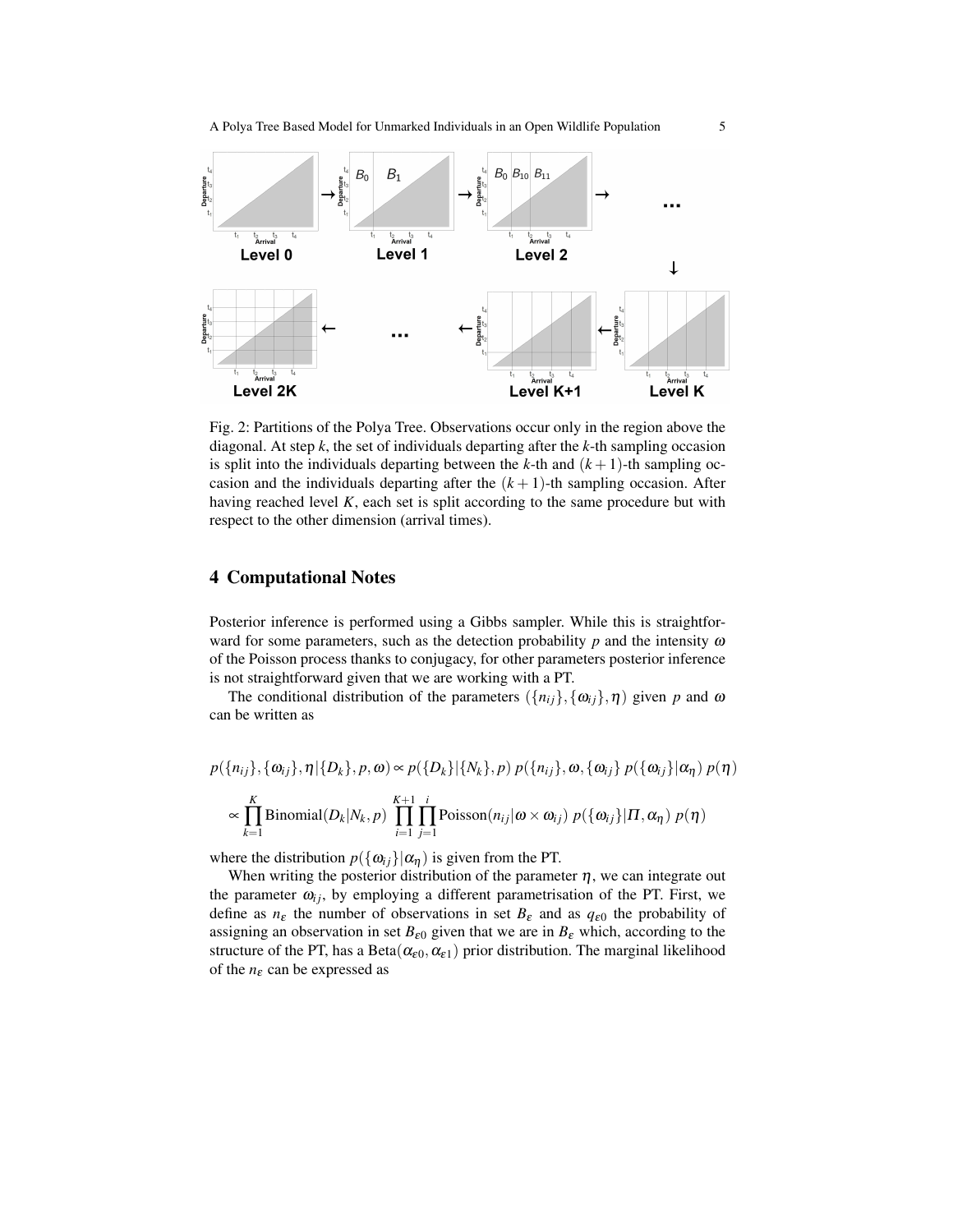Fig. 2: Partitions of the Polya Tree. Observations occur only in the region above the diagonal. At step $k$, the set of individuals departing after the $k$-th sampling occasion is split into the individuals departing between the $k$-th and $(k+1)$-th sampling occasion and the individuals departing after the $(k+1)$-th sampling occasion. After having reached level $K$, each set is split according to the same procedure but with respect to the other dimension (arrival times).

## 4 Computational Notes

Posterior inference is performed using a Gibbs sampler. While this is straightforward for some parameters, such as the detection probability $p$ and the intensity $\omega$ of the Poisson process thanks to conjugacy, for other parameters posterior inference is not straightforward given that we are working with a PT.

The conditional distribution of the parameters $(\{n_{ij}\}, \{\omega_{ij}\}, \eta)$ given $p$ and $\omega$ can be written as

$$p(\{n_{ij}\}, \{\omega_{ij}\}, \eta | \{D_k\}, p, \omega) \propto p(\{D_k\}|\{N_k\}, p)\, p(\{n_{ij}\}, \omega, \{\omega_{ij}\}\, p(\{\omega_{ij}\}|\alpha_\eta)\, p(\eta)$$

$$\propto \prod_{k=1}^{K} \text{Binomial}(D_k|N_k, p) \prod_{i=1}^{K+1} \prod_{j=1}^{i} \text{Poisson}(n_{ij}|\omega \times \omega_{ij})\, p(\{\omega_{ij}\}|\Pi, \alpha_\eta)\, p(\eta)$$

where the distribution $p(\{\omega_{ij}\}|\alpha_\eta)$ is given from the PT.

When writing the posterior distribution of the parameter $\eta$, we can integrate out the parameter $\omega_{ij}$, by employing a different parametrisation of the PT. First, we define as $n_\varepsilon$ the number of observations in set $B_\varepsilon$ and as $q_{\varepsilon 0}$ the probability of assigning an observation in set $B_{\varepsilon 0}$ given that we are in $B_\varepsilon$ which, according to the structure of the PT, has a $\text{Beta}(\alpha_{\varepsilon 0}, \alpha_{\varepsilon 1})$ prior distribution. The marginal likelihood of the $n_\varepsilon$ can be expressed as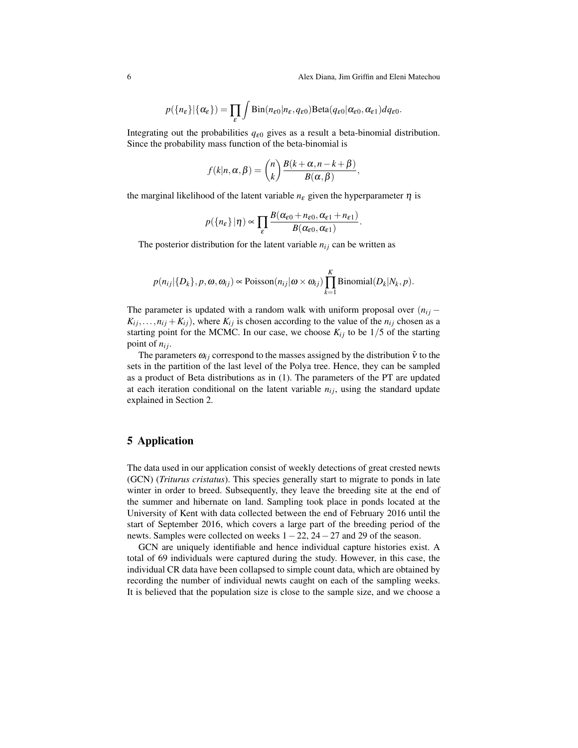$$p(\{n_\varepsilon\}|\{\alpha_\varepsilon\}) = \prod_\varepsilon \int \text{Bin}(n_{\varepsilon 0}|n_\varepsilon, q_{\varepsilon 0}) \text{Beta}(q_{\varepsilon 0}|\alpha_{\varepsilon 0}, \alpha_{\varepsilon 1}) dq_{\varepsilon 0}.$$

Integrating out the probabilities $q_{\varepsilon 0}$ gives as a result a beta-binomial distribution. Since the probability mass function of the beta-binomial is

$$f(k|n, \alpha, \beta) = \binom{n}{k} \frac{B(k+\alpha, n-k+\beta)}{B(\alpha, \beta)},$$

the marginal likelihood of the latent variable $n_\varepsilon$ given the hyperparameter $\eta$ is

$$p(\{n_\varepsilon\}|\eta) \propto \prod_\varepsilon \frac{B(\alpha_{\varepsilon 0} + n_{\varepsilon 0}, \alpha_{\varepsilon 1} + n_{\varepsilon 1})}{B(\alpha_{\varepsilon 0}, \alpha_{\varepsilon 1})}.$$

The posterior distribution for the latent variable $n_{ij}$ can be written as

$$p(n_{ij}|\{D_k\}, p, \omega, \omega_{ij}) \propto \text{Poisson}(n_{ij}|\omega \times \omega_{ij}) \prod_{k=1}^{K} \text{Binomial}(D_k|N_k, p).$$

The parameter is updated with a random walk with uniform proposal over $(n_{ij} - K_{ij}, \ldots, n_{ij} + K_{ij})$, where $K_{ij}$ is chosen according to the value of the $n_{ij}$ chosen as a starting point for the MCMC. In our case, we choose $K_{ij}$ to be $1/5$ of the starting point of $n_{ij}$.

The parameters $\omega_{ij}$ correspond to the masses assigned by the distribution $\tilde{\nu}$ to the sets in the partition of the last level of the Polya tree. Hence, they can be sampled as a product of Beta distributions as in (1). The parameters of the PT are updated at each iteration conditional on the latent variable $n_{ij}$, using the standard update explained in Section 2.

## 5 Application

The data used in our application consist of weekly detections of great crested newts (GCN) (*Triturus cristatus*). This species generally start to migrate to ponds in late winter in order to breed. Subsequently, they leave the breeding site at the end of the summer and hibernate on land. Sampling took place in ponds located at the University of Kent with data collected between the end of February 2016 until the start of September 2016, which covers a large part of the breeding period of the newts. Samples were collected on weeks $1-22$, $24-27$ and 29 of the season.

GCN are uniquely identifiable and hence individual capture histories exist. A total of 69 individuals were captured during the study. However, in this case, the individual CR data have been collapsed to simple count data, which are obtained by recording the number of individual newts caught on each of the sampling weeks. It is believed that the population size is close to the sample size, and we choose a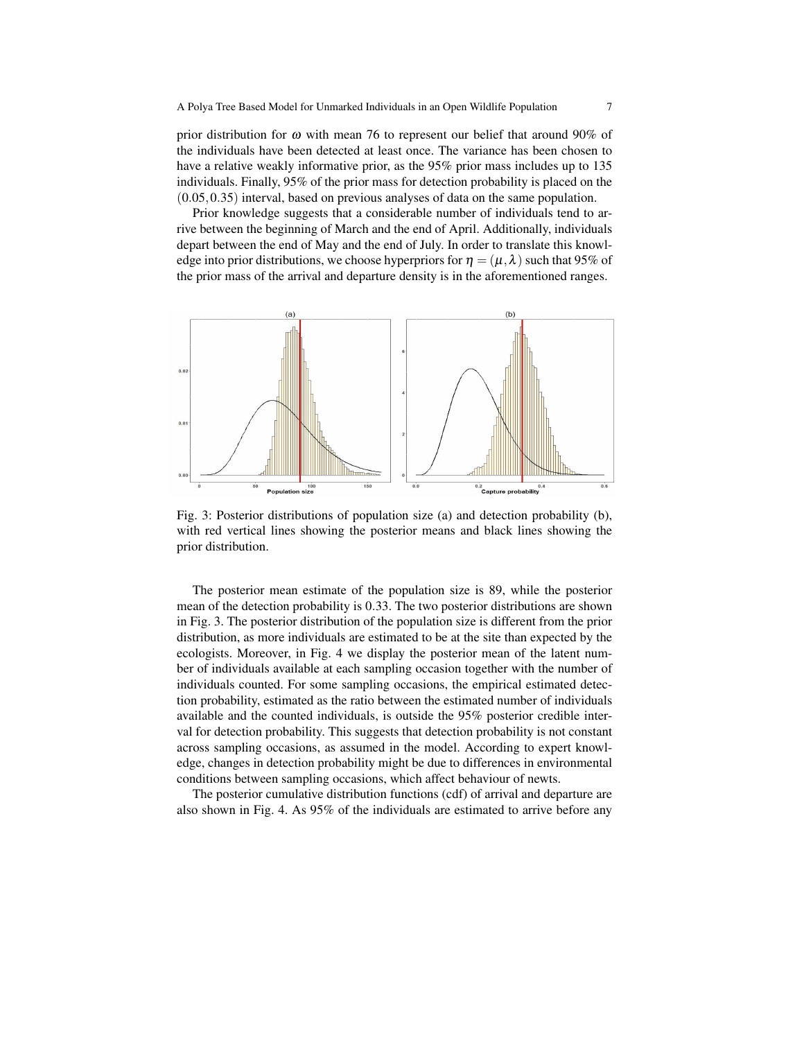prior distribution for $\omega$ with mean 76 to represent our belief that around 90% of the individuals have been detected at least once. The variance has been chosen to have a relative weakly informative prior, as the 95% prior mass includes up to 135 individuals. Finally, 95% of the prior mass for detection probability is placed on the $(0.05, 0.35)$ interval, based on previous analyses of data on the same population.

Prior knowledge suggests that a considerable number of individuals tend to arrive between the beginning of March and the end of April. Additionally, individuals depart between the end of May and the end of July. In order to translate this knowledge into prior distributions, we choose hyperpriors for $\eta = (\mu, \lambda)$ such that 95% of the prior mass of the arrival and departure density is in the aforementioned ranges.

Fig. 3: Posterior distributions of population size (a) and detection probability (b), with red vertical lines showing the posterior means and black lines showing the prior distribution.

The posterior mean estimate of the population size is 89, while the posterior mean of the detection probability is 0.33. The two posterior distributions are shown in Fig. 3. The posterior distribution of the population size is different from the prior distribution, as more individuals are estimated to be at the site than expected by the ecologists. Moreover, in Fig. 4 we display the posterior mean of the latent number of individuals available at each sampling occasion together with the number of individuals counted. For some sampling occasions, the empirical estimated detection probability, estimated as the ratio between the estimated number of individuals available and the counted individuals, is outside the 95% posterior credible interval for detection probability. This suggests that detection probability is not constant across sampling occasions, as assumed in the model. According to expert knowledge, changes in detection probability might be due to differences in environmental conditions between sampling occasions, which affect behaviour of newts.

The posterior cumulative distribution functions (cdf) of arrival and departure are also shown in Fig. 4. As 95% of the individuals are estimated to arrive before any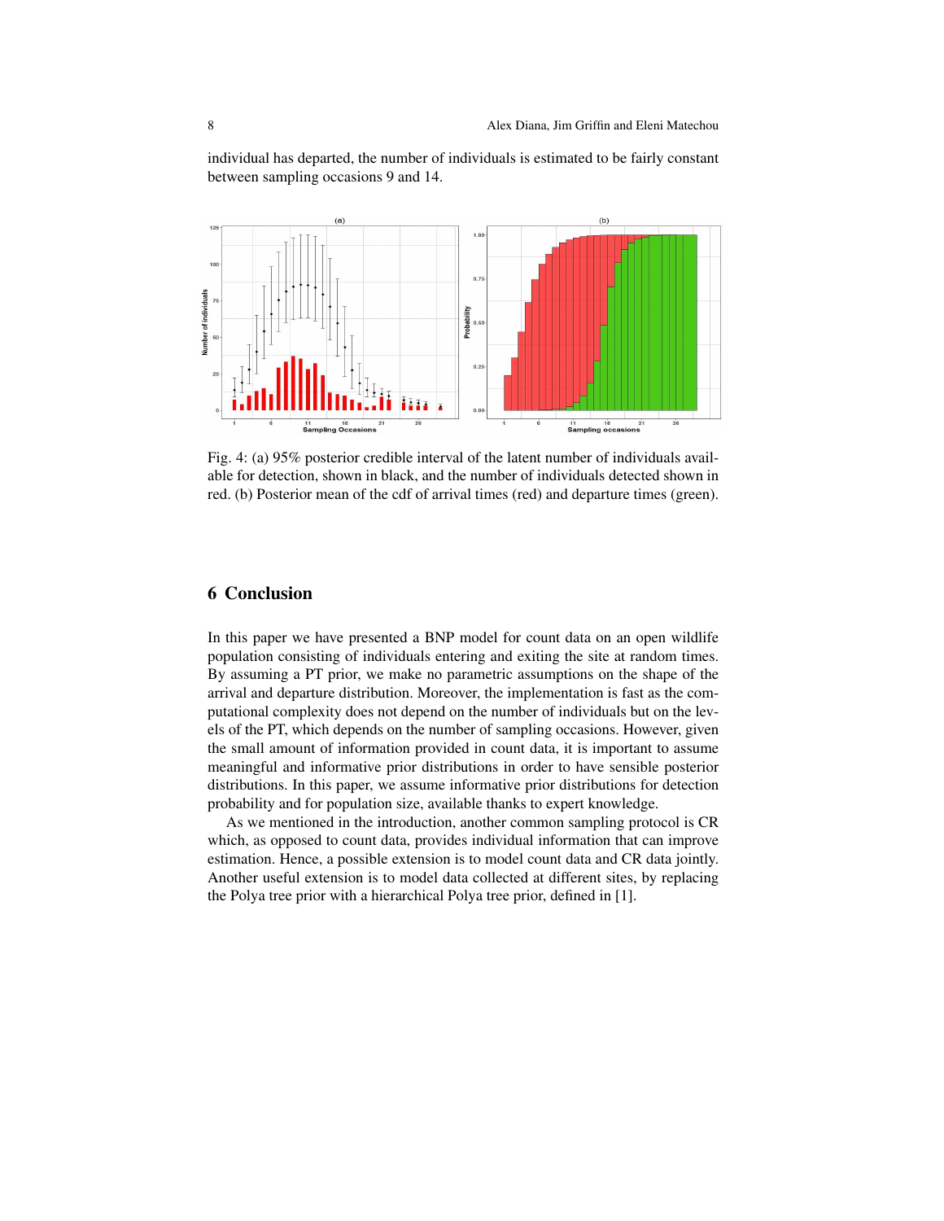individual has departed, the number of individuals is estimated to be fairly constant between sampling occasions 9 and 14.

Fig. 4: (a) 95% posterior credible interval of the latent number of individuals available for detection, shown in black, and the number of individuals detected shown in red. (b) Posterior mean of the cdf of arrival times (red) and departure times (green).

## 6 Conclusion

In this paper we have presented a BNP model for count data on an open wildlife population consisting of individuals entering and exiting the site at random times. By assuming a PT prior, we make no parametric assumptions on the shape of the arrival and departure distribution. Moreover, the implementation is fast as the computational complexity does not depend on the number of individuals but on the levels of the PT, which depends on the number of sampling occasions. However, given the small amount of information provided in count data, it is important to assume meaningful and informative prior distributions in order to have sensible posterior distributions. In this paper, we assume informative prior distributions for detection probability and for population size, available thanks to expert knowledge.

As we mentioned in the introduction, another common sampling protocol is CR which, as opposed to count data, provides individual information that can improve estimation. Hence, a possible extension is to model count data and CR data jointly. Another useful extension is to model data collected at different sites, by replacing the Polya tree prior with a hierarchical Polya tree prior, defined in [1].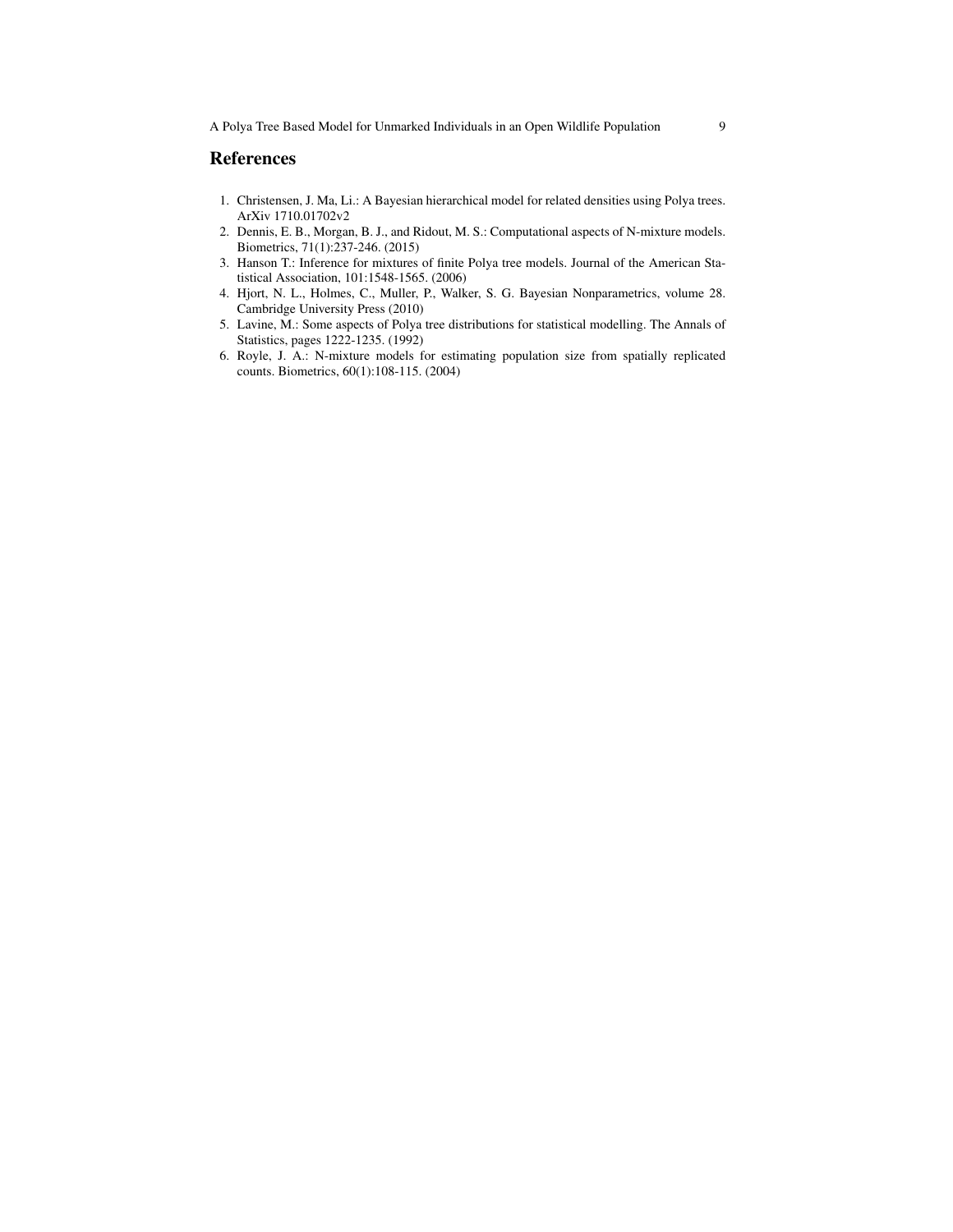## References

1. Christensen, J. Ma, Li.: A Bayesian hierarchical model for related densities using Polya trees. ArXiv 1710.01702v2
2. Dennis, E. B., Morgan, B. J., and Ridout, M. S.: Computational aspects of N-mixture models. Biometrics, 71(1):237-246. (2015)
3. Hanson T.: Inference for mixtures of finite Polya tree models. Journal of the American Statistical Association, 101:1548-1565. (2006)
4. Hjort, N. L., Holmes, C., Muller, P., Walker, S. G. Bayesian Nonparametrics, volume 28. Cambridge University Press (2010)
5. Lavine, M.: Some aspects of Polya tree distributions for statistical modelling. The Annals of Statistics, pages 1222-1235. (1992)
6. Royle, J. A.: N-mixture models for estimating population size from spatially replicated counts. Biometrics, 60(1):108-115. (2004)